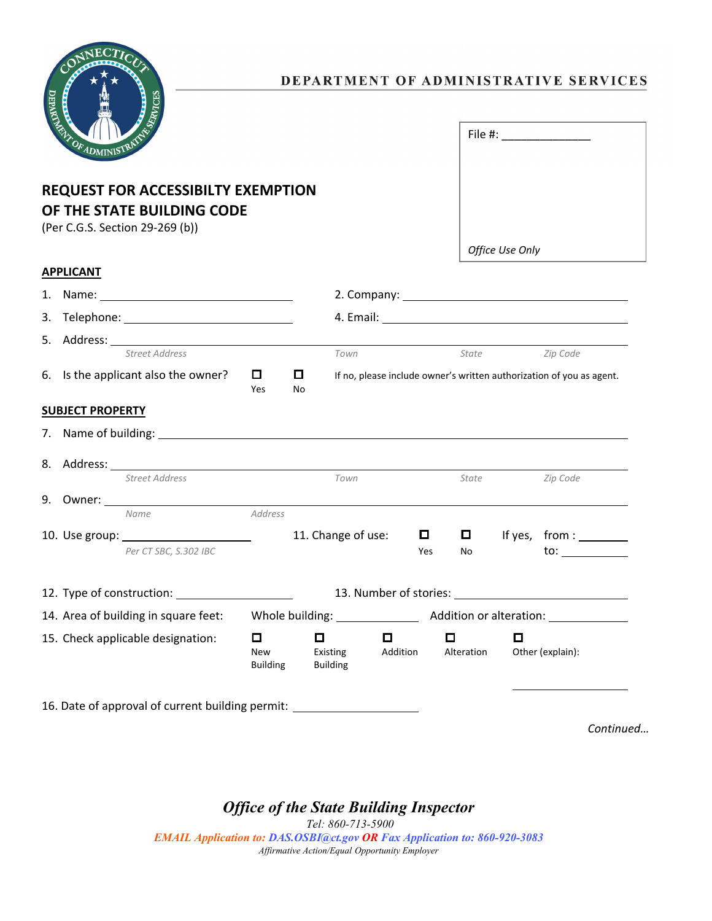DEPARTMENT OF ADMINISTRATIVE SERVICES

File #: ______________

*Office Use Only*

# REQUEST FOR ACCESSIBILTY EXEMPTION OF THE STATE BUILDING CODE

(Per C.G.S. Section 29-269 (b))

## APPLICANT

1. Name: ______________________
2. Company: ______________________
3. Telephone: ______________________
4. Email: ______________________
5. Address: ______________________
   *Street Address* *Town* *State* *Zip Code*
6. Is the applicant also the owner? ☐ Yes ☐ No — If no, please include owner's written authorization of you as agent.

## SUBJECT PROPERTY

7. Name of building: ______________________
8. Address: ______________________
   *Street Address* *Town* *State* *Zip Code*
9. Owner: ______________________
   *Name* *Address*
10. Use group: ______________________
    *Per CT SBC, S.302 IBC*
11. Change of use: ☐ Yes ☐ No — If yes, from: ________ to: ________
12. Type of construction: ______________________
13. Number of stories: ______________________
14. Area of building in square feet: Whole building: __________ Addition or alteration: __________
15. Check applicable designation: ☐ New Building ☐ Existing Building ☐ Addition ☐ Alteration ☐ Other (explain): __________
16. Date of approval of current building permit: ______________________

*Continued…*

***Office of the State Building Inspector***

*Tel: 860-713-5900*

***EMAIL Application to: DAS.OSBI@ct.gov OR Fax Application to: 860-920-3083***

*Affirmative Action/Equal Opportunity Employer*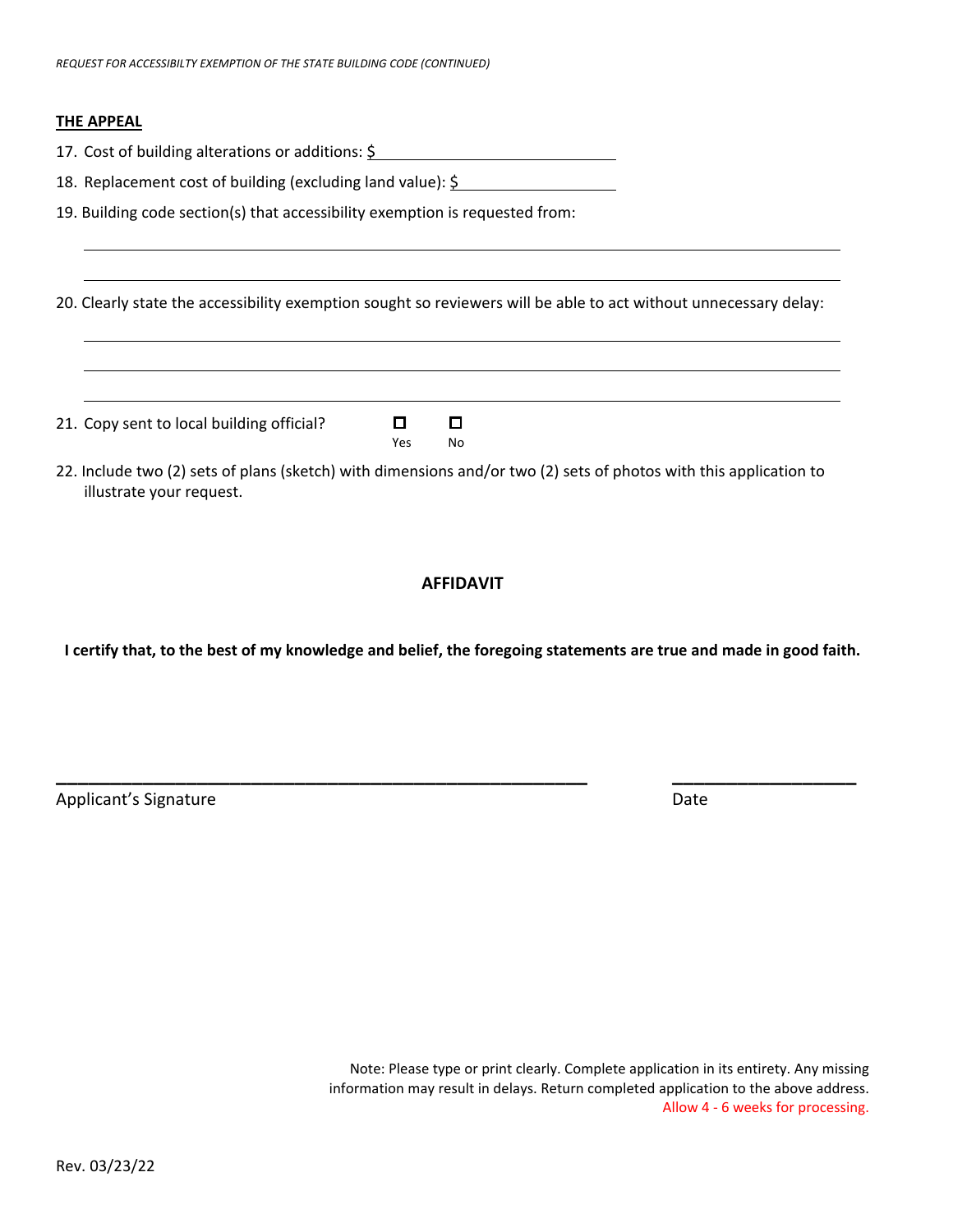**THE APPEAL**

17. Cost of building alterations or additions: $ \_\_\_\_\_\_\_\_\_\_\_\_\_\_\_\_\_\_\_\_

18. Replacement cost of building (excluding land value): $ \_\_\_\_\_\_\_\_\_\_\_\_\_\_\_\_\_\_\_\_

19. Building code section(s) that accessibility exemption is requested from:

\_\_\_\_\_\_\_\_\_\_\_\_\_\_\_\_\_\_\_\_\_\_\_\_\_\_\_\_\_\_\_\_\_\_\_\_\_\_\_\_\_\_\_\_\_\_\_\_\_\_\_\_\_\_\_\_\_\_\_\_\_\_\_\_

\_\_\_\_\_\_\_\_\_\_\_\_\_\_\_\_\_\_\_\_\_\_\_\_\_\_\_\_\_\_\_\_\_\_\_\_\_\_\_\_\_\_\_\_\_\_\_\_\_\_\_\_\_\_\_\_\_\_\_\_\_\_\_\_

20. Clearly state the accessibility exemption sought so reviewers will be able to act without unnecessary delay:

\_\_\_\_\_\_\_\_\_\_\_\_\_\_\_\_\_\_\_\_\_\_\_\_\_\_\_\_\_\_\_\_\_\_\_\_\_\_\_\_\_\_\_\_\_\_\_\_\_\_\_\_\_\_\_\_\_\_\_\_\_\_\_\_

\_\_\_\_\_\_\_\_\_\_\_\_\_\_\_\_\_\_\_\_\_\_\_\_\_\_\_\_\_\_\_\_\_\_\_\_\_\_\_\_\_\_\_\_\_\_\_\_\_\_\_\_\_\_\_\_\_\_\_\_\_\_\_\_

\_\_\_\_\_\_\_\_\_\_\_\_\_\_\_\_\_\_\_\_\_\_\_\_\_\_\_\_\_\_\_\_\_\_\_\_\_\_\_\_\_\_\_\_\_\_\_\_\_\_\_\_\_\_\_\_\_\_\_\_\_\_\_\_

21. Copy sent to local building official? ☐ Yes ☐ No

22. Include two (2) sets of plans (sketch) with dimensions and/or two (2) sets of photos with this application to illustrate your request.

**AFFIDAVIT**

**I certify that, to the best of my knowledge and belief, the foregoing statements are true and made in good faith.**

\_\_\_\_\_\_\_\_\_\_\_\_\_\_\_\_\_\_\_\_\_\_\_\_\_\_\_\_\_\_\_\_\_\_\_\_\_\_\_\_ \_\_\_\_\_\_\_\_\_\_\_\_\_\_\_\_\_\_\_\_

Applicant's Signature Date

Note: Please type or print clearly. Complete application in its entirety. Any missing information may result in delays. Return completed application to the above address. Allow 4 - 6 weeks for processing.

Rev. 03/23/22